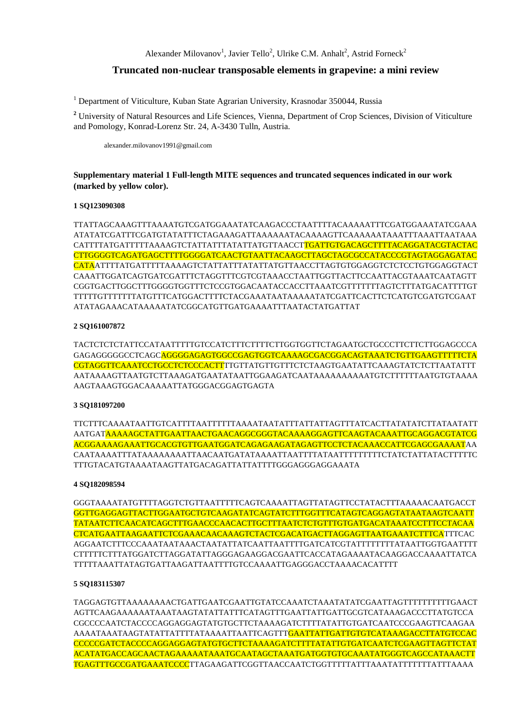Alexander Milovanov[1], Javier Tello[2], Ulrike C.M. Anhalt[2], Astrid Forneck[2]

# Truncated non-nuclear transposable elements in grapevine: a mini review

[1] Department of Viticulture, Kuban State Agrarian University, Krasnodar 350044, Russia

[2] University of Natural Resources and Life Sciences, Vienna, Department of Crop Sciences, Division of Viticulture and Pomology, Konrad-Lorenz Str. 24, A-3430 Tulln, Austria.

alexander.milovanov1991@gmail.com

**Supplementary material 1 Full-length MITE sequences and truncated sequences indicated in our work (marked by yellow color).**

**1 SQ123090308**

TTATTAGCAAAGTTTAAAATGTCGATGGAAATATCAAGACCCTAATTTTACAAAAATTTCGATGGAAATATCGAAA ATATATCGATTTCGATGTATATTTCTAGAAAGATTAAAAAATACAAAAGTTCAAAAAATAAATTTAAATTAATAAA CATTTTATGATTTTTAAAAGTCTATTATTTATATTATATGTTAACCTTGATTGTGACAGCTTTTACAGGATACGTACTAC CTTGGGGTCAGATGAGCTTTTGGGGATCAACTGTAATTACAAGCTTAGCTAGCGCCATACCCGTAGTAGGAGATAC CATAATTTTATGATTTTTAAAAGTCTATTATTTATATTATATGTTAACCTTAGTGTGGAGGTCTCTCCTGTGGAGGTACT CAAATTGGATCAGTGATCGATTTCTAGGTTTCGTCGTAAACCTAATTGGTTACTTCCAATTACGTAAATCAATAGTT CGGTGACTTGGCTTTGGGGTGGTTTCTCCGTGGACAATACCACCTTAAATCGTTTTTTTAGTCTTTATGACATTTTGT TTTTTGTTTTTTTATGTTTCATGGACTTTTCTACGAAATAATAAAAATATCGATTCACTTCTCATGTCGATGTCGAAT ATATAGAAACATAAAAATATCGGCATGTTGATGAAAATTTAATACTATGATTAT

**2 SQ161007872**

TACTCTCTCTATTCCATAATTTTTGTCCATCTTTCTTTTCTTGGTGGTTCTAGAATGCTGCCCTTCTTCTTGGAGCCCA GAGAGGGGGCCTCAGCAGGGGAGAGTGGCCGAGTGGTCAAAAGCGACGGACAGTAAATCTGTTGAAGTTTTTCTA CGTAGGTTCAAATCCTGCCTCTCCCACTTTTGTTATGTTGTTTCTCTAAGTGAATATTCAAAGTATCTCTTAATATTT AATAAAAGTTAATGTCTTAAAGATGAATATAATTGGAAGATCAATAAAAAAAAAATGTCTTTTTTAATGTGTAAAA AAGTAAAGTGGACAAAAATTATGGGACGGAGTGAGTA

**3 SQ181097200**

TTCTTTCAAAATAATTGTCATTTTAATTTTTTAAAATAATATTTATTATTAGTTTATCACTTATATATCTTATAATATT AATGATAAAAAGCTATTGAATTAACTGAACAGGCGGGTACAAAAGGAGTTCAAGTACAAATTGCAGGACGTATCG ACGGAAAAGAAATTGCACGTGTTGAATGGATCAGAGAAGATAGAGTTCCTCTACAAACCATTCGAGCGAAAATAA CAATAAAATTTATAAAAAAAATTAACAATGATATAAAATTAATTTTATAATTTTTTTTTCTATCTATTATACTTTTTC TTTGTACATGTAAAATAAGTTATGACAGATTATTATTTTGGGAGGGAGGAAATA

**4 SQ182098594**

GGGTAAAATATGTTTTAGGTCTGTTAATTTTTCAGTCAAAATTAGTTATAGTTCCTATACTTTAAAAACAATGACCT GGTTGAGGAGTTACTTGGAATGCTGTCAAGATATCAGTATCTTTGGTTTCATAGTCAGGAGTATAATAAGTCAATT TATAATCTTCAACATCAGCTTTGAACCCAACACTTGCTTTAATCTCTGTTTGTGATGACATAAATCCTTTCCTACAA CTCATGAATTAAGAATTCTCGAAACAACAAAGTCTACTCGACATGACTTAGGAGTTAATGAAATCTTTCATTTCAC AGGAATCTTTCCCAAATAATAAACTAATATTATCAATTAATTTTGATCATCGTATTTTTTTTATAATTGGTGAATTTT CTTTTTCTTTATGGATCTTAGGATATTAGGGAGAAGGACGAATTCACCATAGAAAATACAAGGACCAAAATTATCA TTTTTAAATTATAGTGATTAAGATTAATTTTGTCCAAAATTGAGGGACCTAAAACACATTTT

**5 SQ183115307**

TAGGAGTGTTAAAAAAAACTGATTGAATCGAATTGTATCCAAATCTAAATATATCGAATTAGTTTTTTTTTTGAACT AGTTCAAGAAAAAATAAATAAGTATATTATTTCATAGTTTGAATTATTGATTGCGTCATAAAGACCCTTATGTCCA CGCCCCAATCTACCCCAGGAGGAGTATGTGCTTCTAAAAGATCTTTTATATTGTGATCAATCCCGAAGTTCAAGAA AAAATAAATAAGTATATTATTTTATAAAATTAATTCAGTTTGAATTATTGATTGTGTCATAAAGACCTTATGTCCAC CCCCCGATCTACCCCAGGAGGAGTATGTGCTTCTAAAAGATCTTTTATATTGTGATCAATCTCGAAGTTAGTTCTAT ACATATGACCAGCAACTAGAAAAATAAATGCAATAGCTAAATGATGGTGTGCAAATATGGGTCAGCCATAAACTT TGAGTTTGCCGATGAAATCCCCTTAGAAGATTCGGTTAACCAATCTGGTTTTTATTTAAATATTTTTTTATTTAAAA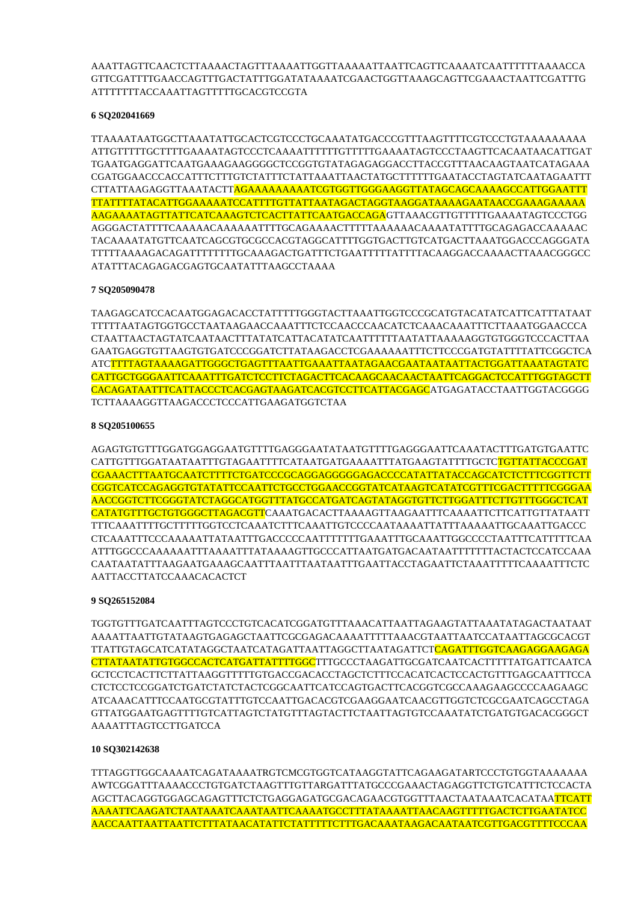AAATTAGTTCAACTCTTAAAACTAGTTTAAAATTGGTTAAAAATTAATTCAGTTCAAAATCAATTTTTTAAAACCA GTTCGATTTTGAACCAGTTTGACTATTTGGATATAAAATCGAACTGGTTAAAGCAGTTCGAAACTAATTCGATTTG ATTTTTTTACCAAATTAGTTTTTGCACGTCCGTA

**6 SQ202041669**

TTAAAATAATGGCTTAAATATTGCACTCGTCCCTGCAAATATGACCCGTTTAAGTTTTCGTCCCTGTAAAAAAAAA ATTGTTTTTGCTTTTGAAAATAGTCCCTCAAAATTTTTTGTTTTTGAAAATAGTCCCTAAGTTCACAATAACATTGAT TGAATGAGGATTCAATGAAAGAAGGGGCTCCGGTGTATAGAGAGGACCTTACCGTTTAACAAGTAATCATAGAAA CGATGGAACCCACCATTTCTTTGTCTATTTCTATTAAATTAACTATGCTTTTTTGAATACCTAGTATCAATAGAATTT CTTATTAAGAGGTTAAATACTTAGAAAAAAAAAATCGTGGTTGGGAAGGTTATAGCAGCAAAAGCCATTGGAATTT TTATTTTATACATTGGAAAAATCCATTTTGTTATTAATAGACTAGGTAAGGATAAAAGAATAACCGAAAGAAAAA AAGAAAATAGTTATTCATCAAAGTCTCACTTATTCAATGACCAGAGTTAAACGTTGTTTTTGAAAATAGTCCCTGG AGGGACTATTTTCAAAAACAAAAAATTTTGCAGAAAACTTTTTAAAAAACAAAATATTTTGCAGAGACCAAAAAC TACAAAATATGTTCAATCAGCGTGCGCCACGTAGGCATTTTGGTGACTTGTCATGACTTAAATGGACCCAGGGATA TTTTTAAAAGACAGATTTTTTTTGCAAAGACTGATTTCTGAATTTTTATTTTACAAGGACCAAAACTTAAACGGGCC ATATTTACAGAGACGAGTGCAATATTTAAGCCTAAAA

**7 SQ205090478**

TAAGAGCATCCACAATGGAGACACCTATTTTTGGGTACTTAAATTGGTCCCGCATGTACATATCATTCATTTATAAT TTTTAATAGTGGTGCCTAATAAGAACCAAATTTCTCCAACCCAACATCTCAAACAAATTTCTTAAATGGAACCCA CTAATTAACTAGTATCAATAACTTTATATCATTACATATCAATTTTTTAATATTAAAAAGGTGTGGGTCCCACTTAA GAATGAGGTGTTAAGTGTGATCCCGGATCTTATAAGACCTCGAAAAAATTTCTTCCCGATGTATTTTATTCGGCTCA ATCTTTTAGTAAAAGATTGGGCTGAGTTTAATTGAAATTAATAGAACGAATAATAATTACTGGATTAAATAGTATC CATTGCTGGGAATTCAAATTTGATCTCCTTCTAGACTTCACAAGCAACAACTAATTCAGGACTCCATTTGGTAGCTT CACAGATAATTTCATTACCCTCACGAGTAAGATCACGTCCTTCATTACGAGCATGAGATACCTAATTGGTACGGGG TCTTAAAAGGTTAAGACCCTCCCATTGAAGATGGTCTAA

**8 SQ205100655**

AGAGTGTGTTTGGATGGAGGAATGTTTTGAGGGAATATAATGTTTTGAGGGAATTCAAATACTTTGATGTGAATTC CATTGTTTGGATAATAATTTGTAGAATTTTCATAATGATGAAAATTTATGAAGTATTTTGCTCTGTTATTACCCGAT CGAAACTTTAATGCAATCTTTTCTGATCCCGCAGGAGGGGGAGACCCCATATTATACCAGCATCTCTTTCGGTTCTT CGGTCATCCAGAGGTGTATATTCCAATTCTGCCTGGAACCGGTATCATAAGTCATATCGTTTCGACTTTTTCGGGAA AACCGGTCTTCGGGTATCTAGGCATGGTTTATGCCATGATCAGTATAGGTGTTCTTGGATTTCTTGTTTGGGCTCAT CATATGTTTGCTGTGGGCTTAGACGTTCAAATGACACTTAAAAGTTAAGAATTTCAAAATTCTTCATTGTTATAATT TTTCAAATTTTGCTTTTTGGTCCTCAAATCTTTCAAATTGTCCCCAATAAAATTATTTAAAAATTGCAAATTGACCC CTCAAATTTCCCAAAAATTATAATTTGACCCCCAATTTTTTTGAAATTTGCAAATTGGCCCCTAATTTCATTTTTCAA ATTTGGCCCAAAAAAATTTAAAATTTATAAAAGTTGCCCATTAATGATGACAATAATTTTTTTACTACTCCATCCAAA CAATAATATTTAAGAATGAAAGCAATTTAATTTAATAATTTGAATTACCTAGAATTCTAAATTTTTCAAAATTTCTC AATTACCTTATCCAAACACACTCT

**9 SQ265152084**

TGGTGTTTGATCAATTTAGTCCCTGTCACATCGGATGTTTAAACATTAATTAGAAGTATTAAATATAGACTAATAAT AAAATTAATTGTATAAGTGAGAGCTAATTCGCGAGACAAAATTTTTAAACGTAATTAATCCATAATTAGCGCACGT TTATTGTAGCATCATATAGGCTAATCATAGATTAATTAGGCTTAATAGATTCTCAGATTTGGTCAAGAGGAAGAGA CTTATAATATTGTGGCCACTCATGATTATTTTGGCTTTGCCCTAAGATTGCGATCAATCACTTTTTATGATTCAATCA GCTCCTCACTTCTTATTAAGGTTTTTGTGACCGACACCTAGCTCTTTCCACATCACTCCACTGTTTGAGCAATTTCCA CTCTCCTCCGGATCTGATCTATCTACTCGGCAATTCATCCAGTGACTTCACGGTCGCCAAAGAAGCCCCAAGAAGC ATCAAACATTTCCAATGCGTATTTGTCCAATTGACACGTCGAAGGAATCAACGTTGGTCTCGCGAATCAGCCTAGA GTTATGGAATGAGTTTTGTCATTAGTCTATGTTTAGTACTTCTAATTAGTGTCCAAATATCTGATGTGACACGGGCT AAAATTTAGTCCTTGATCCA

**10 SQ302142638**

TTTAGGTTGGCAAAATCAGATAAAATRGTCMCGTGGTCATAAGGTATTCAGAAGATARTCCCTGTGGTAAAAAAA AWTCGGATTTAAAACCCTGTGATCTAAGTTTGTTARGATTTATGCCCGAAACTAGAGGTTCTGTCATTTCTCCACTA AGCTTACAGGTGGAGCAGAGTTTCTCTGAGGAGATGCGACAGAACGTGGTTTAACTAATAAATCACATAATTCATT AAAATTCAAGATCTAATAAATCAAATAATTCAAAATGCCTTTATAAAATTAACAAGTTTTTGACTCTTGAATATCC AACCAATTAATTAATTCTTTATAACATATTCTATTTTTCTTTGACAAATAAGACAATAATCGTTGACGTTTTCCCAA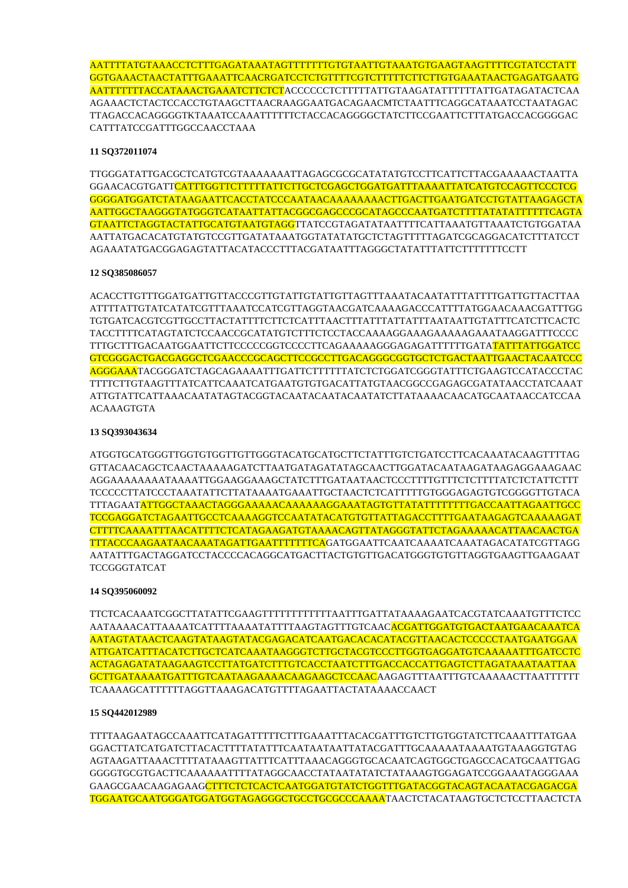AATTTTATGTAAACCTCTTTGAGATAAATAGTTTTTTTGTGTAATTGTAAATGTGAAGTAAGTTTTCGTATCCTATT
GGTGAAACTAACTATTTGAAATTCAACRGATCCTCTGTTTTCGTCTTTTTCTTCTTGTGAAATAACTGAGATGAATG
AATTTTTTTACCATAAACTGAAATCTTCTCTACCCCCCTCTTTTTATTGTAAGATATTTTTTATTGATAGATACTCAA
AGAAACTCTACTCCACCTGTAAGCTTAACRAAGGAATGACAGAACMTCTAATTTCAGGCATAAATCCTAATAGAC
TTAGACCACAGGGGTKTAAATCCAAATTTTTTCTACCACAGGGGCTATCTTCCGAATTCTTTATGACCACGGGGAC
CATTTATCCGATTTGGCCAACCTAAA

**11 SQ372011074**

TTGGGATATTGACGCTCATGTCGTAAAAAAATTAGAGCGCGCATATATGTCCTTCATTCTTACGAAAAACTAATTA
GGAACACGTGATTCATTTGGTTCTTTTTATTCTTGCTCGAGCTGGATGATTTAAAATTATCATGTCCAGTTCCCTCG
GGGGATGGATCTATAAGAATTCACCTATCCCAATAACAAAAAAAACTTGACTTGAATGATCCTGTATTAAGAGCTA
AATTGGCTAAGGGTATGGGTCATAATTATTACGGCGAGCCCGCATAGCCCAATGATCTTTTATATATTTTTTCAGTA
GTAATTCTAGGTACTATTGCATGTAATGTAGGTTATCCGTAGATATAATTTTCATTAAATGTTAAATCTGTGGATAA
AATTATGACACATGTATGTCCGTTGATATAAATGGTATATATGCTCTAGTTTTTAGATCGCAGGACATCTTTATCCT
AGAAATATGACGGAGAGTATTACATACCCTTTACGATAATTTAGGGCTATATTTATTCTTTTTTTCCTT

**12 SQ385086057**

ACACCTTGTTTGGATGATTGTTACCCGTTGTATTGTATTGTTAGTTTAAATACAATATTTATTTTGATTGTTACTTAA
ATTTTATTGTATCATATCGTTTAAATCCATCGTTAGGTAACGATCAAAAGACCCATTTTATGGAACAAACGATTTGG
TGTGATCACGTCGTTGCCTTACTATTTTCTTCTCATTTAACTTTATTTATTATTTAATAATTGTATTTCATCTTCACTC
TACCTTTTCATAGTATCTCCAACCGCATATGTCTTTCTCCTACCAAAAGGAAAGAAAAAGAAATAAGGATTTCCCC
TTTGCTTTGACAATGGAATTCTTCCCCCGGTCCCCTTCAGAAAAAAGGGAGAGATTTTTTGATATATTTATTGGATCC
GTCGGGACTGACGAGGCTCGAACCCGCAGCTTCCGCCTTGACAGGGCGGTGCTCTGACTAATTGAACTACAATCCC
AGGGAAATACGGGATCTAGCAGAAAATTTGATTCTTTTTTATCTCTGGATCGGGTATTTCTGAAGTCCATACCCTAC
TTTTCTTGTAAGTTTATCATTCAAATCATGAATGTGTGACATTATGTAACGGCCGAGAGCGATATAACCTATCAAAT
ATTGTATTCATTAAACAATATAGTACGGTACAATACAATACAATATCTTATAAAACAACATGCAATAACCATCCAA
ACAAAGTGTA

**13 SQ393043634**

ATGGTGCATGGGTTGGTGTGGTTGTTGGGTACATGCATGCTTCTATTTGTCTGATCCTTCACAAATACAAGTTTTAG
GTTACAACAGCTCAACTAAAAAGATCTTAATGATAGATATAGCAACTTGGATACAATAAGATAAGAGGAAAGAAC
AGGAAAAAAAAATAAAATTGGAAGGAAAGCTATCTTTGATAATAACTCCCTTTTGTTTCTCTTTTATCTCTATTCTTT
TCCCCCTTATCCCTAAATATTCTTATAAAATGAAATTGCTAACTCTCATTTTTGTGGGAGAGTGTCGGGGTTGTACA
TTTAGAATATTGGCTAAACTAGGGAAAAACAAAAAAGGAAATAGTGTTATATTTTTTTTGACCAATTAGAATTGCC
TCCGAGGATCTAGAATTGCCTCAAAAGGTCCAATATACATGTGTTATTAGACCTTTTGAATAAGAGTCAAAAAGAT
CTTTTCAAAATTTAACATTTTCTCATAGAAGATGTAAAACAGTTATAGGGTATTCTAGAAAAACATTAACAACTGA
TTTACCCAAGAATAACAAATAGATTGAATTTTTTTCAGATGGAATTCAATCAAAATCAAATAGACATATCGTTAGG
AATATTTGACTAGGATCCTACCCCACAGGCATGACTTACTGTGTTGACATGGGTGTGTTAGGTGAAGTTGAAGAAT
TCCGGGTATCAT

**14 SQ395060092**

TTCTCACAAATCGGCTTATATTCGAAGTTTTTTTTTTTTAATTTGATTATAAAAGAATCACGTATCAAATGTTTCTCC
AATAAAACATTAAAATCATTTTAAAATATTTTAAGTAGTTTGTCAACACGATTGGATGTGACTAATGAACAAATCA
AATAGTATAACTCAAGTATAAGTATACGAGACATCAATGACACACATACGTTAACACTCCCCCTAATGAATGGAA
ATTGATCATTTACATCTTGCTCATCAAATAAGGGTCTTGCTACGTCCCTTGGTGAGGATGTCAAAAATTTGATCCTC
ACTAGAGATATAAGAAGTCCTTATGATCTTTGTCACCTAATCTTTGACCACCATTGAGTCTTAGATAAATAATTAA
GCTTGATAAAATGATTTGTCAATAAGAAAACAAGAAGCTCCAACAAGAGTTTAATTTGTCAAAAACTTAATTTTTT
TCAAAAGCATTTTTTAGGTTAAAGACATGTTTTAGAATTACTATAAAACCAACT

**15 SQ442012989**

TTTTAAGAATAGCCAAATTCATAGATTTTTCTTTGAAATTTACACGATTTGTCTTGTGGTATCTTCAAATTTATGAA
GGACTTATCATGATCTTACACTTTTATATTTCAATAATAATTATACGATTTGCAAAAATAAAATGTAAAGGTGTAG
AGTAAGATTAAACTTTTATAAAGTTATTTCATTTAAACAGGGTGCACAATCAGTGGCTGAGCCACATGCAATTGAG
GGGGTGCGTGACTTCAAAAAATTTTATAGGCAACCTATAATATATCTATAAAGTGGAGATCCGGAAATAGGGAAA
GAAGCGAACAAGAGAAGCTTTCTCTCACTCAATGGATGTATCTGGTTTGATACGGTACAGTACAATACGAGACGA
TGGAATGCAATGGGATGGATGGTAGAGGGCTGCCTGCGCCCAAAATAACTCTACATAAGTGCTCTCCTTAACTCTA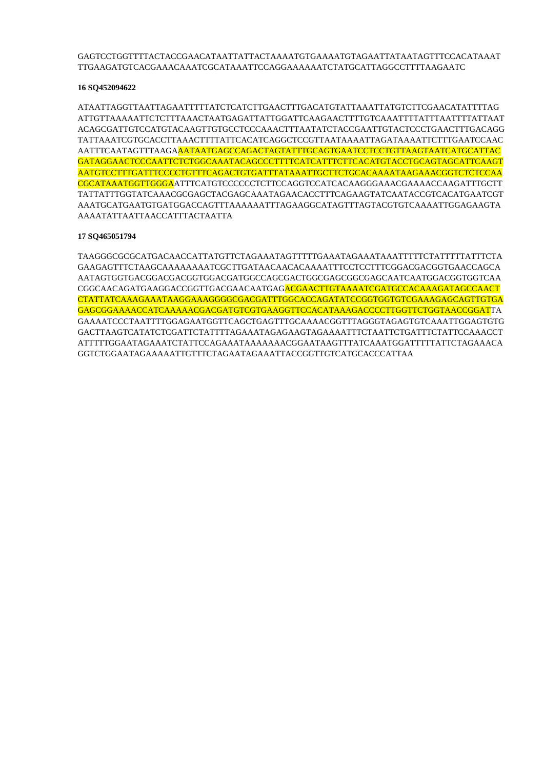GAGTCCTGGTTTTACTACCGAACATAATTATTACTAAAATGTGAAAATGTAGAATTATAATAGTTTCCACATAAAT
TTGAAGATGTCACGAAACAAATCGCATAAATTCCAGGAAAAAATCTATGCATTAGGCCTTTTAAGAATC

**16 SQ452094622**

ATAATTAGGTTAATTAGAATTTTTATCTCATCTTGAACTTTGACATGTATTAAATTATGTCTTCGAACATATTTTAG
ATTGTTAAAAATTCTCTTTAAACTAATGAGATTATTGGATTCAAGAACTTTTGTCAAATTTTATTTAATTTTATTAAT
ACAGCGATTGTCCATGTACAAGTTGTGCCTCCCAAACTTTAATATCTACCGAATTGTACTCCCTGAACTTTGACAGG
TATTAAATCGTGCACCTTAAACTTTTATTCACATCAGGCTCCGTTAATAAAATTAGATAAAATTCTTTGAATCCAAC
AATTTCAATAGTTTAAGAAATAATGAGCCAGACTAGTATTTGCAGTGAATCCTCCTGTTAAGTAATCATGCATTAC
GATAGGAACTCCCAATTCTCTGGCAAATACAGCCCTTTTCATCATTTCTTCACATGTACCTGCAGTAGCATTCAAGT
AATGTCCTTTGATTTCCCCTGTTTCAGACTGTGATTTATAAATTGCTTCTGCACAAAATAAGAAACGGTCTCTCCAA
CGCATAAATGGTTGGGAATTTCATGTCCCCCCTCTTCCAGGTCCATCACAAGGGAAACGAAAACCAAGATTTGCTT
TATTATTTGGTATCAAACGCGAGCTACGAGCAAATAGAACACCTTTCAGAAGTATCAATACCGTCACATGAATCGT
AAATGCATGAATGTGATGGACCAGTTTAAAAAATTTAGAAGGCATAGTTTAGTACGTGTCAAAATTGGAGAAGTA
AAAATATTAATTAACCATTTACTAATTA

**17 SQ465051794**

TAAGGGCGCGCATGACAACCATTATGTTCTAGAAATAGTTTTTGAAATAGAAATAAATTTTTCTATTTTTATTTCTA
GAAGAGTTTCTAAGCAAAAAAAATCGCTTGATAACAACACAAAATTTCCTCCTTTCGGACGACGGTGAACCAGCA
AATAGTGGTGACGGACGACGGTGGACGATGGCCAGCGACTGGCGAGCGGCGAGCAATCAATGGACGGTGGTCAA
CGGCAACAGATGAAGGACCGGTTGACGAACAATGAGACGAACTTGTAAAATCGATGCCACAAAGATAGCCAACT
CTATTATCAAAGAAATAAGGAAAGGGGCGACGATTTGGCACCAGATATCCGGTGGTGTCGAAAGAGCAGTTGTGA
GAGCGGAAAACCATCAAAAACGACGATGTCGTGAAGGTTCCACATAAAGACCCCTTGGTTCTGGTAACCGGATTA
GAAAATCCCTAATTTTGGAGAATGGTTCAGCTGAGTTTGCAAAACGGTTTAGGGTAGAGTGTCAAATTGGAGTGTG
GACTTAAGTCATATCTCGATTCTATTTTAGAAATAGAGAAGTAGAAAATTTCTAATTCTGATTTCTATTCCAAACCT
ATTTTTGGAATAGAAATCTATTCCAGAAATAAAAAAACGGAATAAGTTTATCAAATGGATTTTTATTCTAGAAACA
GGTCTGGAATAGAAAAATTGTTTCTAGAATAGAAATTACCGGTTGTCATGCACCCATTAA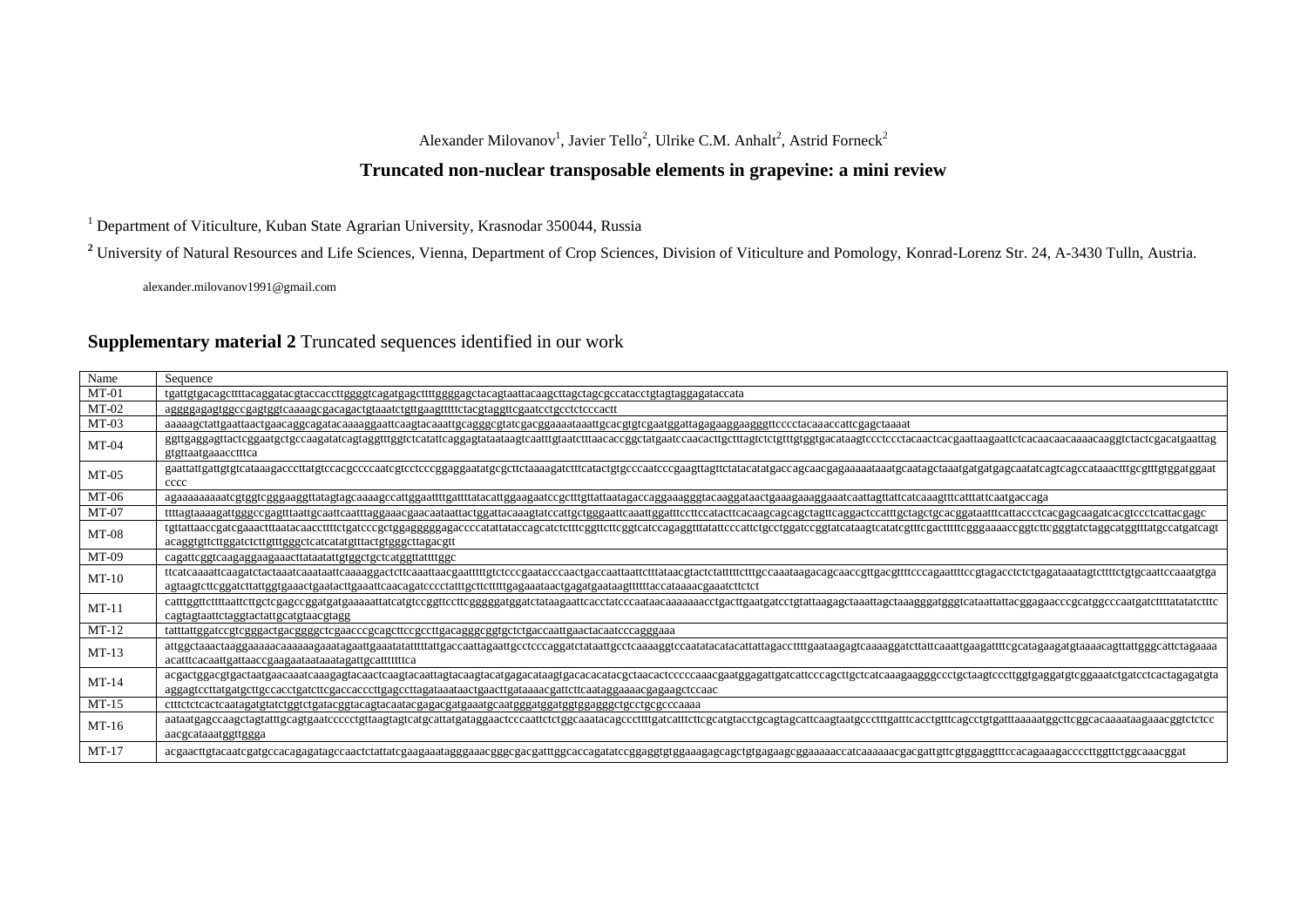Alexander Milovanov[1], Javier Tello[2], Ulrike C.M. Anhalt[2], Astrid Forneck[2]

## Truncated non-nuclear transposable elements in grapevine: a mini review

[1] Department of Viticulture, Kuban State Agrarian University, Krasnodar 350044, Russia

[2] University of Natural Resources and Life Sciences, Vienna, Department of Crop Sciences, Division of Viticulture and Pomology, Konrad-Lorenz Str. 24, A-3430 Tulln, Austria.

alexander.milovanov1991@gmail.com

### **Supplementary material 2** Truncated sequences identified in our work

| Name | Sequence |
|---|---|
| MT-01 | tgattgtgacagcttttacaggatacgtaccaccttggggtcagatgagcttttggggagctacagtaattacaagcttagctagcgccatacctgtagtaggagataccata |
| MT-02 | aggggagagtggccgagtggtcaaaagcgacagactgtaaatctgttgaagtttttctacgtaggttcgaatcctgcctctcccactt |
| MT-03 | aaaaagctattgaattaactgaacaggcagatacaaaaggaattcaagtacaaattgcagggcgtatcgacggaaaataaattgcacgtgtcgaatggattagagaaggaagggttcccctacaaaccattcgagctaaaat |
| MT-04 | ggttgaggagttactcggaatgctgccaagatatcagtaggtttggtctcatattcaggagtataaagtcaatttgtaatctttaacaccggctatgaatccaacacttgctttagtctctgtttgtggtgacataagtccctccctacaactcacgaattaagaattctcacaacaacaaaacaaggtctactcgacatgaattag gtgttaatgaaacctttca |
| MT-05 | gaattattgattgtgtcataaagacccttatgtccacgccccaatcgtcctcccggaggaatatgcgcttctaaaagatctttcatactgtgcccaatcccgaagttagttctatacatatgaccagcaacgagaaaaataaatgcaatagctaaatgatgatgagcaatatcagtcagccataaactttgcgtttgtggatggaat cccc |
| MT-06 | agaaaaaaaaatcgtggtcgggaaggttatagtagcaaaagccattggaattttgattttatacattggaagaatccgctttgttattaatagaccaggaaagggtacaaggataactgaaagaaaggaaatcaattagttattcatcaaagtttcatttattcaatgaccaga |
| MT-07 | ttttagtaaaagattgggccgagtttaattgcaattcaatttaggaaacgaacaataattactggattacaaagtatccattgctgggaattcaaattggatttccttccatacttcacaagcagcagctagttcaggactccatttgctagctgcacggataaatttcattaccctcacgagcaagatcacgtccctcattacgagc |
| MT-08 | tgttattaaccgatcgaaactttaatacaaccttttctgatcccgctggagggggagaccccatattataccagcatctctttcggttcttcggtcatccagaggtttatattcccattctgcctggatccggtatcataagtcatatcgtttcgactttttcgggaaaaccggtcttcgggtatctaggcatggtttatgccatgatcagt acaggtgttcttggatctcttgtttgggctcatcatatgtttactgtgggcttagacgtt |
| MT-09 | cagattcggtcaagaggaagaaacttatatattgtggctgctcatggttattttggc |
| MT-10 | ttcatcaaaattcaagatctactaaatcaaataattcaaaaggactcttcaaattaacgaatttttgtctcccgaatacccaactgaccaattaattctttataacgtactctatttttctttgccaaataagacagcaaccgttgacgttttcccagaattttccgtagacctctctgagataaatagtcttttctgtgcaattccaaatgtga agtaagtcttcggatcttattggtgaaactgaatacttgaaattcaacagatccccctatttgttcttttttgagaaataactgagatgaataagttttttaccataaaacgaaatcttctct |
| MT-11 | catttggttcttttaattcttgctcgagccggatgatgaaaaattatcatgtccggttccttcgggggatggatctataagaattcacctatcccaataacaaaaaaacctgacttgaatgatcctgtattaagagctaaattagctaaagggatgggtcataattattacggagaacccgcatggcccaatgatcttttatatatctttc cagtagtaattctaggtactattgcatgtaacgtagg |
| MT-12 | tatttattggatccgtcgggactgacggggctcgaacccgcagcttccgccttgacagggcggtgctctgaccaattgaactacaatcccagggaaa |
| MT-13 | attggctaaactaaggaaaaacaaaaaagaaatagaattgaaatatatttttattgaccaattagaattgcctcccaggatctataattgcctcaaaaggtccaatatacatacattattagaccttttgaataagagtcaaaaggatcttattcaaattgaagattttcgcatagaagatgtaaaacagttattgggcattctagaaaa acatttcacaattgattaaccgaagaataataaatagattgcattttttca |
| MT-14 | acgactggacgtgactaatgaacaaatcaaagagtacaactcaagtacaattagtacaagtacatgagacataagtgacacacatacgctaacactcccccaaacgaatggagattgatcattcccagcttgctcatcaaagaagggccctgctaagtcccttggtgaggatgtcggaaatctgatcctcactagagatgta aggagtccttatgatgcttgccacctgatcttcgaccacccttgagccttagataaataactgaacttgataaaacgattcttcaataggaaaacgagaagctccaac |
| MT-15 | ctttctctcactcaatagatgtatctggtctgatacggtacagtacaatacgagacgatgaaatgcaatgggatggatggtggagggctgcctgcgcccaaaa |
| MT-16 | aataatgagccaagctagtatttgcagtgaatccccctgttaagtagtcatgcattatgataggaactcccaattctctggcaaatacagcccttttgatcatttcttcgcatgtacctgcagtagcattcaagtaatgccctttgatttcacctgtttcagcctgtgatttaaaaatggcttcggcacaaaataagaaacggtctctcc aacgcataaatggttggga |
| MT-17 | acgaacttgtacaatcgatgccacagagatagccaactctattatcgaagaaatagggaaacgggcgacgatttggcaccagatatccggaggtgtggaaagagcagctgtgagaagcggaaaaaccatcaaaaaacgacgattgttcgtggaggtttccacagaaagaccccttggttctggcaaacggat |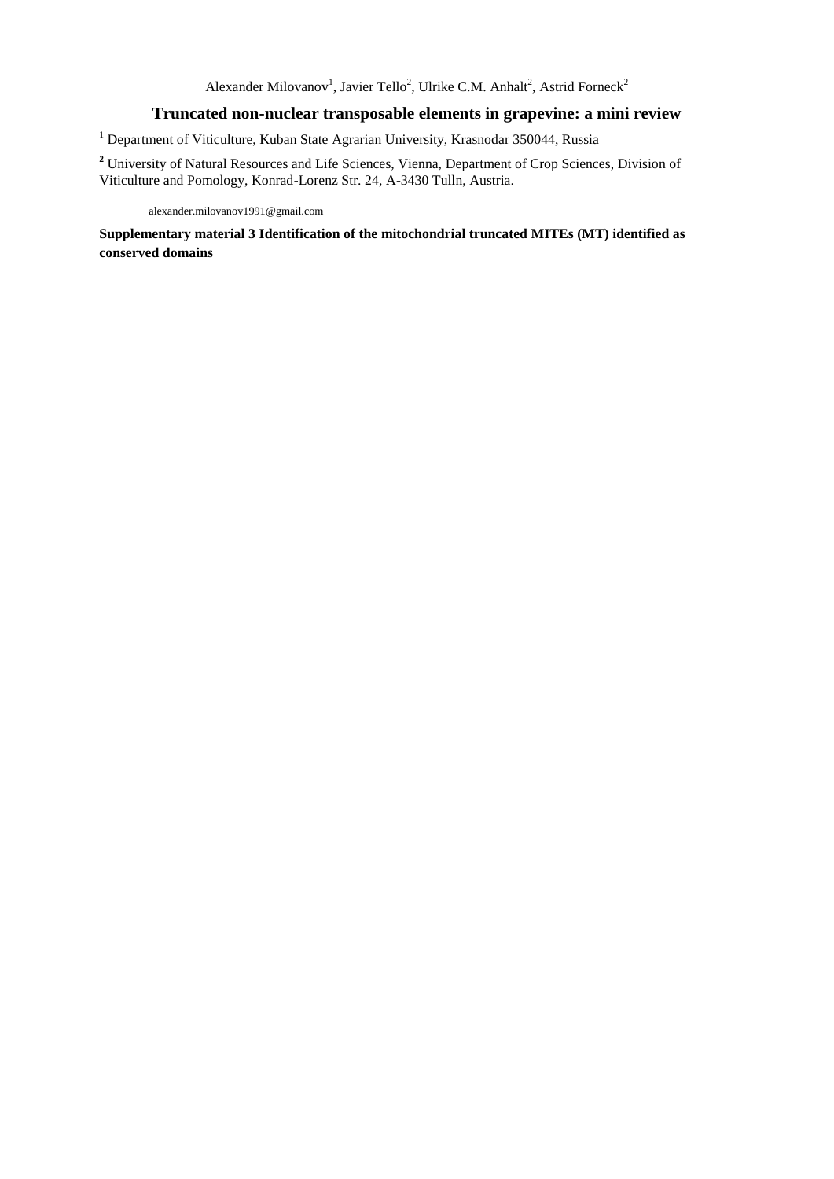Alexander Milovanov[1], Javier Tello[2], Ulrike C.M. Anhalt[2], Astrid Forneck[2]

# Truncated non-nuclear transposable elements in grapevine: a mini review

[1] Department of Viticulture, Kuban State Agrarian University, Krasnodar 350044, Russia

[2] University of Natural Resources and Life Sciences, Vienna, Department of Crop Sciences, Division of Viticulture and Pomology, Konrad-Lorenz Str. 24, A-3430 Tulln, Austria.

alexander.milovanov1991@gmail.com

**Supplementary material 3 Identification of the mitochondrial truncated MITEs (MT) identified as conserved domains**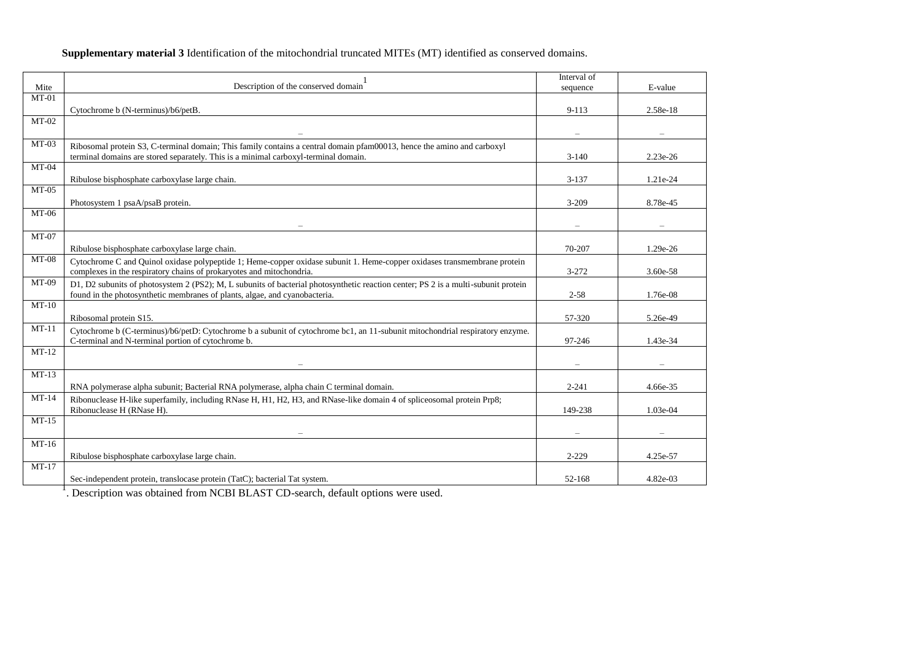**Supplementary material 3** Identification of the mitochondrial truncated MITEs (MT) identified as conserved domains.

| Mite | Description of the conserved domain[1] | Interval of sequence | E-value |
|---|---|---|---|
| MT-01 | Cytochrome b (N-terminus)/b6/petB. | 9-113 | 2.58e-18 |
| MT-02 | – | – | – |
| MT-03 | Ribosomal protein S3, C-terminal domain; This family contains a central domain pfam00013, hence the amino and carboxyl terminal domains are stored separately. This is a minimal carboxyl-terminal domain. | 3-140 | 2.23e-26 |
| MT-04 | Ribulose bisphosphate carboxylase large chain. | 3-137 | 1.21e-24 |
| MT-05 | Photosystem 1 psaA/psaB protein. | 3-209 | 8.78e-45 |
| MT-06 | – | – | – |
| MT-07 | Ribulose bisphosphate carboxylase large chain. | 70-207 | 1.29e-26 |
| MT-08 | Cytochrome C and Quinol oxidase polypeptide 1; Heme-copper oxidase subunit 1. Heme-copper oxidases transmembrane protein complexes in the respiratory chains of prokaryotes and mitochondria. | 3-272 | 3.60e-58 |
| MT-09 | D1, D2 subunits of photosystem 2 (PS2); M, L subunits of bacterial photosynthetic reaction center; PS 2 is a multi-subunit protein found in the photosynthetic membranes of plants, algae, and cyanobacteria. | 2-58 | 1.76e-08 |
| MT-10 | Ribosomal protein S15. | 57-320 | 5.26e-49 |
| MT-11 | Cytochrome b (C-terminus)/b6/petD: Cytochrome b a subunit of cytochrome bc1, an 11-subunit mitochondrial respiratory enzyme. C-terminal and N-terminal portion of cytochrome b. | 97-246 | 1.43e-34 |
| MT-12 | – | – | – |
| MT-13 | RNA polymerase alpha subunit; Bacterial RNA polymerase, alpha chain C terminal domain. | 2-241 | 4.66e-35 |
| MT-14 | Ribonuclease H-like superfamily, including RNase H, H1, H2, H3, and RNase-like domain 4 of spliceosomal protein Prp8; Ribonuclease H (RNase H). | 149-238 | 1.03e-04 |
| MT-15 | – | – | – |
| MT-16 | Ribulose bisphosphate carboxylase large chain. | 2-229 | 4.25e-57 |
| MT-17 | Sec-independent protein, translocase protein (TatC); bacterial Tat system. | 52-168 | 4.82e-03 |

[1]. Description was obtained from NCBI BLAST CD-search, default options were used.